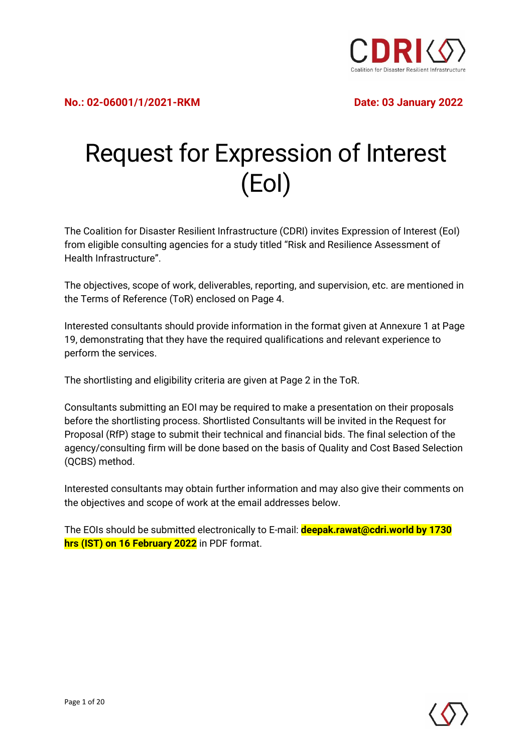**No.: 02-06001/1/2021-RKM** **Date: 03 January 2022**

# Request for Expression of Interest (EoI)

The Coalition for Disaster Resilient Infrastructure (CDRI) invites Expression of Interest (EoI) from eligible consulting agencies for a study titled "Risk and Resilience Assessment of Health Infrastructure".

The objectives, scope of work, deliverables, reporting, and supervision, etc. are mentioned in the Terms of Reference (ToR) enclosed on Page 4.

Interested consultants should provide information in the format given at Annexure 1 at Page 19, demonstrating that they have the required qualifications and relevant experience to perform the services.

The shortlisting and eligibility criteria are given at Page 2 in the ToR.

Consultants submitting an EOI may be required to make a presentation on their proposals before the shortlisting process. Shortlisted Consultants will be invited in the Request for Proposal (RfP) stage to submit their technical and financial bids. The final selection of the agency/consulting firm will be done based on the basis of Quality and Cost Based Selection (QCBS) method.

Interested consultants may obtain further information and may also give their comments on the objectives and scope of work at the email addresses below.

The EOIs should be submitted electronically to E-mail: **deepak.rawat@cdri.world by 1730 hrs (IST) on 16 February 2022** in PDF format.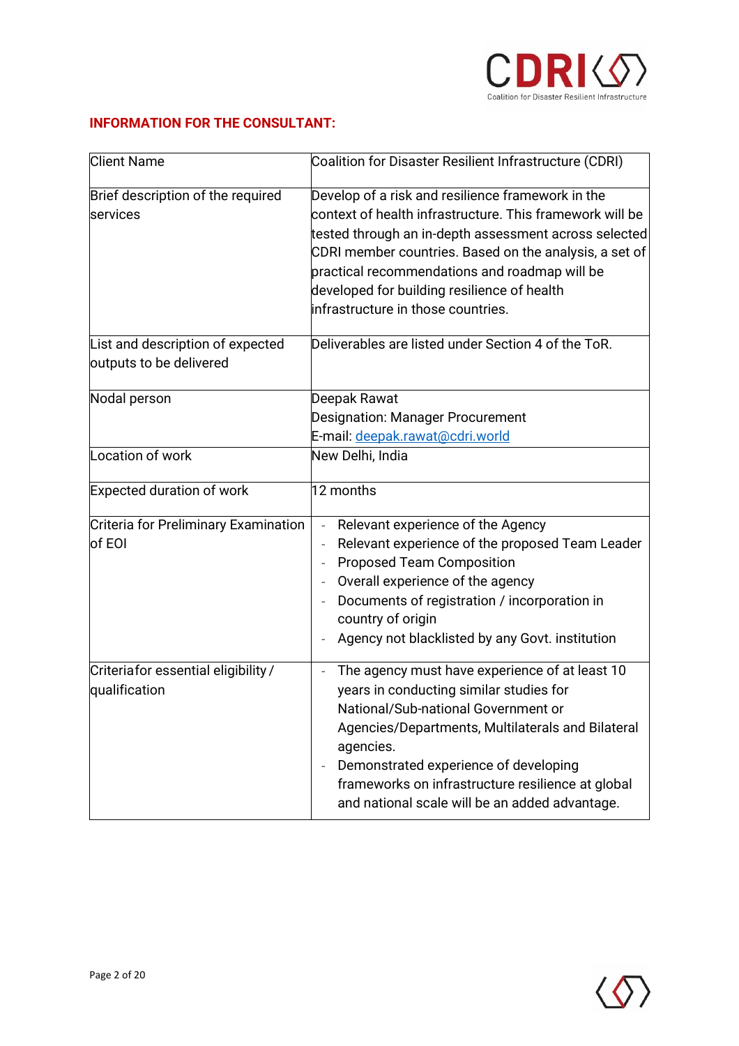**INFORMATION FOR THE CONSULTANT:**

| Client Name | Coalition for Disaster Resilient Infrastructure (CDRI) |
|---|---|
| Brief description of the required services | Develop of a risk and resilience framework in the context of health infrastructure. This framework will be tested through an in-depth assessment across selected CDRI member countries. Based on the analysis, a set of practical recommendations and roadmap will be developed for building resilience of health infrastructure in those countries. |
| List and description of expected outputs to be delivered | Deliverables are listed under Section 4 of the ToR. |
| Nodal person | Deepak Rawat<br>Designation: Manager Procurement<br>E-mail: deepak.rawat@cdri.world |
| Location of work | New Delhi, India |
| Expected duration of work | 12 months |
| Criteria for Preliminary Examination of EOI | - Relevant experience of the Agency<br>- Relevant experience of the proposed Team Leader<br>- Proposed Team Composition<br>- Overall experience of the agency<br>- Documents of registration / incorporation in country of origin<br>- Agency not blacklisted by any Govt. institution |
| Criteriafor essential eligibility / qualification | - The agency must have experience of at least 10 years in conducting similar studies for National/Sub-national Government or Agencies/Departments, Multilaterals and Bilateral agencies.<br>- Demonstrated experience of developing frameworks on infrastructure resilience at global and national scale will be an added advantage. |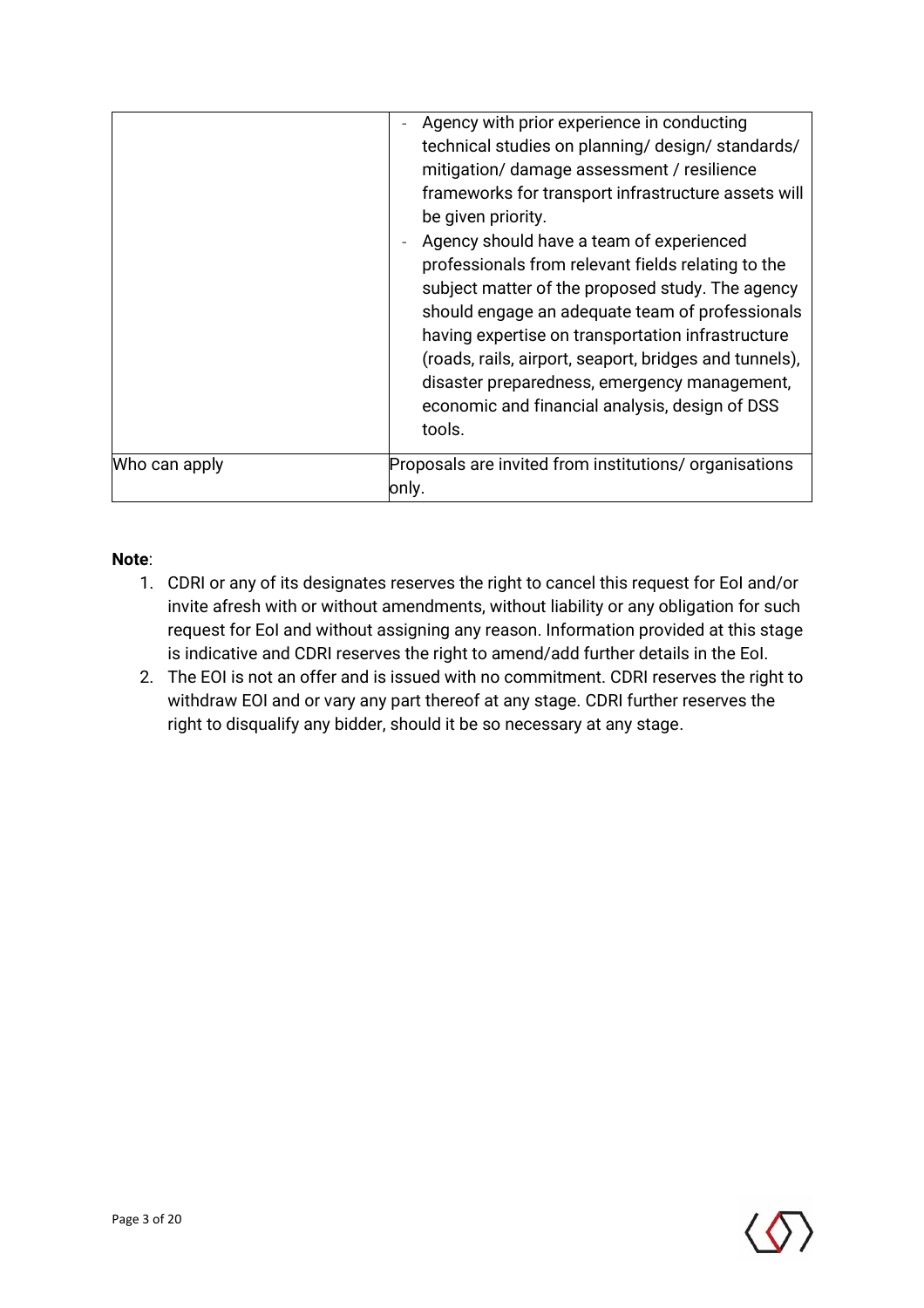| | |
|---|---|
| | - Agency with prior experience in conducting technical studies on planning/ design/ standards/ mitigation/ damage assessment / resilience frameworks for transport infrastructure assets will be given priority.<br>- Agency should have a team of experienced professionals from relevant fields relating to the subject matter of the proposed study. The agency should engage an adequate team of professionals having expertise on transportation infrastructure (roads, rails, airport, seaport, bridges and tunnels), disaster preparedness, emergency management, economic and financial analysis, design of DSS tools. |
| Who can apply | Proposals are invited from institutions/ organisations only. |

**Note**:

1. CDRI or any of its designates reserves the right to cancel this request for EoI and/or invite afresh with or without amendments, without liability or any obligation for such request for EoI and without assigning any reason. Information provided at this stage is indicative and CDRI reserves the right to amend/add further details in the EoI.
2. The EOI is not an offer and is issued with no commitment. CDRI reserves the right to withdraw EOI and or vary any part thereof at any stage. CDRI further reserves the right to disqualify any bidder, should it be so necessary at any stage.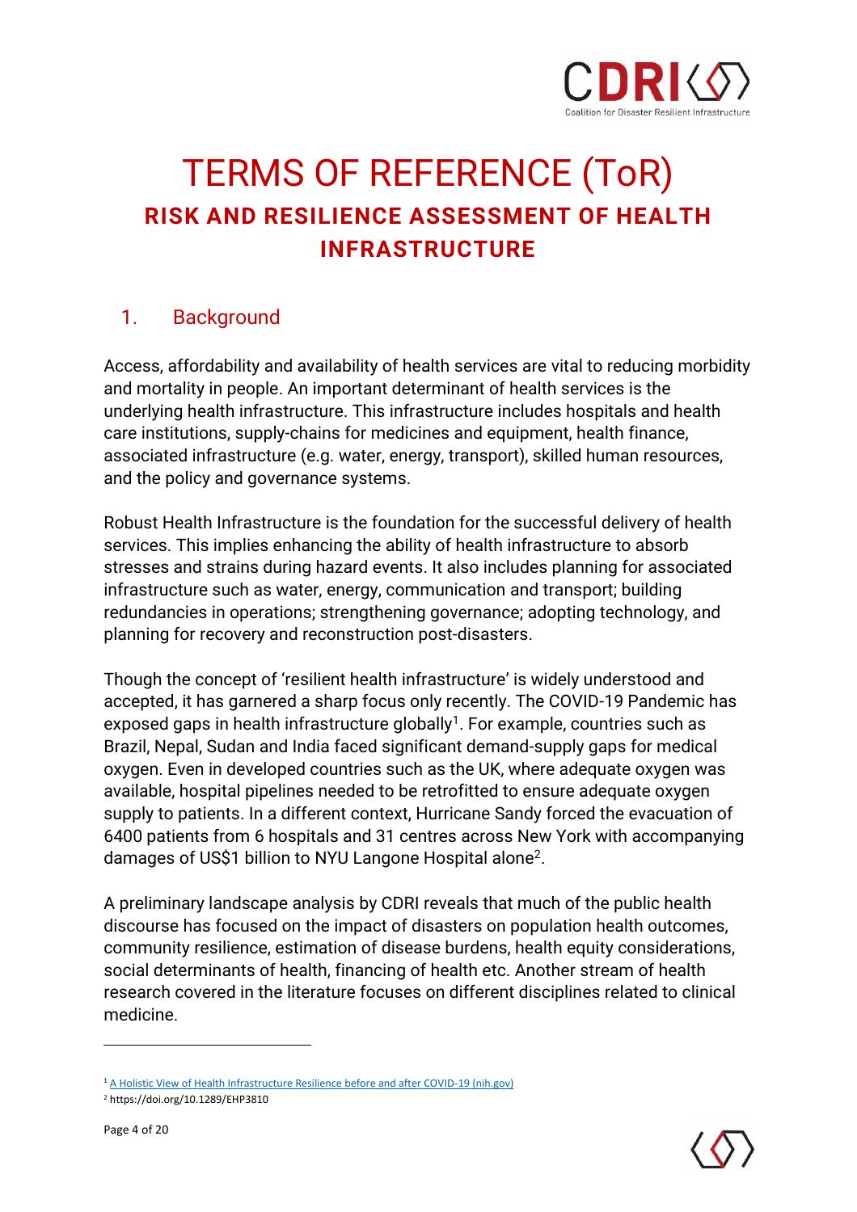# TERMS OF REFERENCE (ToR)

## RISK AND RESILIENCE ASSESSMENT OF HEALTH INFRASTRUCTURE

### 1. Background

Access, affordability and availability of health services are vital to reducing morbidity and mortality in people. An important determinant of health services is the underlying health infrastructure. This infrastructure includes hospitals and health care institutions, supply-chains for medicines and equipment, health finance, associated infrastructure (e.g. water, energy, transport), skilled human resources, and the policy and governance systems.

Robust Health Infrastructure is the foundation for the successful delivery of health services. This implies enhancing the ability of health infrastructure to absorb stresses and strains during hazard events. It also includes planning for associated infrastructure such as water, energy, communication and transport; building redundancies in operations; strengthening governance; adopting technology, and planning for recovery and reconstruction post-disasters.

Though the concept of 'resilient health infrastructure' is widely understood and accepted, it has garnered a sharp focus only recently. The COVID-19 Pandemic has exposed gaps in health infrastructure globally[1]. For example, countries such as Brazil, Nepal, Sudan and India faced significant demand-supply gaps for medical oxygen. Even in developed countries such as the UK, where adequate oxygen was available, hospital pipelines needed to be retrofitted to ensure adequate oxygen supply to patients. In a different context, Hurricane Sandy forced the evacuation of 6400 patients from 6 hospitals and 31 centres across New York with accompanying damages of US$1 billion to NYU Langone Hospital alone[2].

A preliminary landscape analysis by CDRI reveals that much of the public health discourse has focused on the impact of disasters on population health outcomes, community resilience, estimation of disease burdens, health equity considerations, social determinants of health, financing of health etc. Another stream of health research covered in the literature focuses on different disciplines related to clinical medicine.

---

[1] A Holistic View of Health Infrastructure Resilience before and after COVID-19 (nih.gov)

[2] https://doi.org/10.1289/EHP3810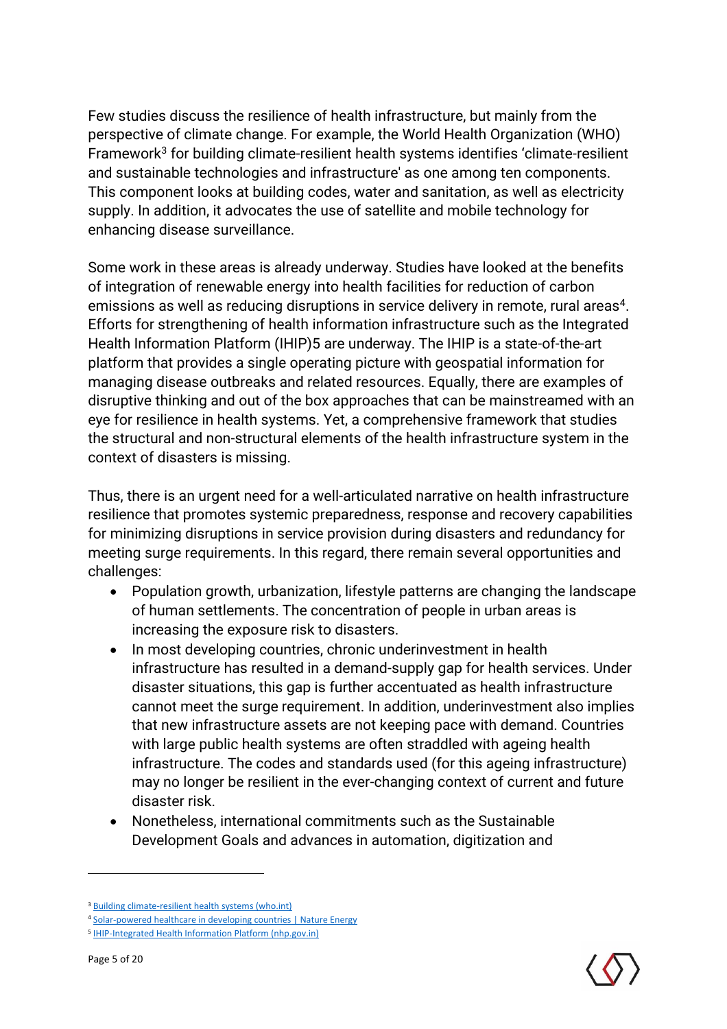Few studies discuss the resilience of health infrastructure, but mainly from the perspective of climate change. For example, the World Health Organization (WHO) Framework[3] for building climate-resilient health systems identifies 'climate-resilient and sustainable technologies and infrastructure' as one among ten components. This component looks at building codes, water and sanitation, as well as electricity supply. In addition, it advocates the use of satellite and mobile technology for enhancing disease surveillance.

Some work in these areas is already underway. Studies have looked at the benefits of integration of renewable energy into health facilities for reduction of carbon emissions as well as reducing disruptions in service delivery in remote, rural areas[4]. Efforts for strengthening of health information infrastructure such as the Integrated Health Information Platform (IHIP)5 are underway. The IHIP is a state-of-the-art platform that provides a single operating picture with geospatial information for managing disease outbreaks and related resources. Equally, there are examples of disruptive thinking and out of the box approaches that can be mainstreamed with an eye for resilience in health systems. Yet, a comprehensive framework that studies the structural and non-structural elements of the health infrastructure system in the context of disasters is missing.

Thus, there is an urgent need for a well-articulated narrative on health infrastructure resilience that promotes systemic preparedness, response and recovery capabilities for minimizing disruptions in service provision during disasters and redundancy for meeting surge requirements. In this regard, there remain several opportunities and challenges:

- Population growth, urbanization, lifestyle patterns are changing the landscape of human settlements. The concentration of people in urban areas is increasing the exposure risk to disasters.
- In most developing countries, chronic underinvestment in health infrastructure has resulted in a demand-supply gap for health services. Under disaster situations, this gap is further accentuated as health infrastructure cannot meet the surge requirement. In addition, underinvestment also implies that new infrastructure assets are not keeping pace with demand. Countries with large public health systems are often straddled with ageing health infrastructure. The codes and standards used (for this ageing infrastructure) may no longer be resilient in the ever-changing context of current and future disaster risk.
- Nonetheless, international commitments such as the Sustainable Development Goals and advances in automation, digitization and

---

[3] Building climate-resilient health systems (who.int)

[4] Solar-powered healthcare in developing countries | Nature Energy

[5] IHIP-Integrated Health Information Platform (nhp.gov.in)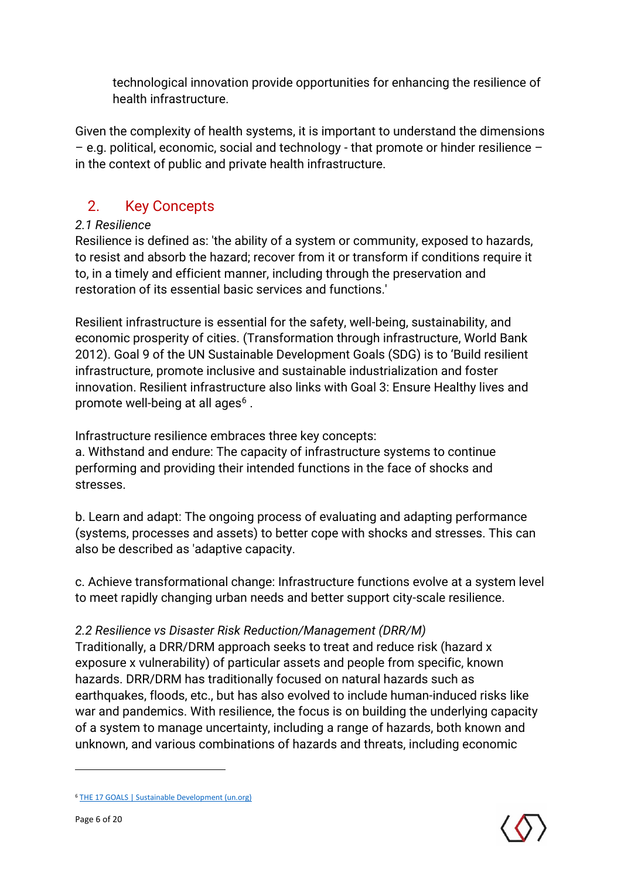technological innovation provide opportunities for enhancing the resilience of health infrastructure.

Given the complexity of health systems, it is important to understand the dimensions – e.g. political, economic, social and technology - that promote or hinder resilience – in the context of public and private health infrastructure.

## 2. Key Concepts

### *2.1 Resilience*

Resilience is defined as: 'the ability of a system or community, exposed to hazards, to resist and absorb the hazard; recover from it or transform if conditions require it to, in a timely and efficient manner, including through the preservation and restoration of its essential basic services and functions.'

Resilient infrastructure is essential for the safety, well-being, sustainability, and economic prosperity of cities. (Transformation through infrastructure, World Bank 2012). Goal 9 of the UN Sustainable Development Goals (SDG) is to 'Build resilient infrastructure, promote inclusive and sustainable industrialization and foster innovation. Resilient infrastructure also links with Goal 3: Ensure Healthy lives and promote well-being at all ages[6] .

Infrastructure resilience embraces three key concepts:

a. Withstand and endure: The capacity of infrastructure systems to continue performing and providing their intended functions in the face of shocks and stresses.

b. Learn and adapt: The ongoing process of evaluating and adapting performance (systems, processes and assets) to better cope with shocks and stresses. This can also be described as 'adaptive capacity.

c. Achieve transformational change: Infrastructure functions evolve at a system level to meet rapidly changing urban needs and better support city-scale resilience.

### *2.2 Resilience vs Disaster Risk Reduction/Management (DRR/M)*

Traditionally, a DRR/DRM approach seeks to treat and reduce risk (hazard x exposure x vulnerability) of particular assets and people from specific, known hazards. DRR/DRM has traditionally focused on natural hazards such as earthquakes, floods, etc., but has also evolved to include human-induced risks like war and pandemics. With resilience, the focus is on building the underlying capacity of a system to manage uncertainty, including a range of hazards, both known and unknown, and various combinations of hazards and threats, including economic

---

[6] THE 17 GOALS | Sustainable Development (un.org)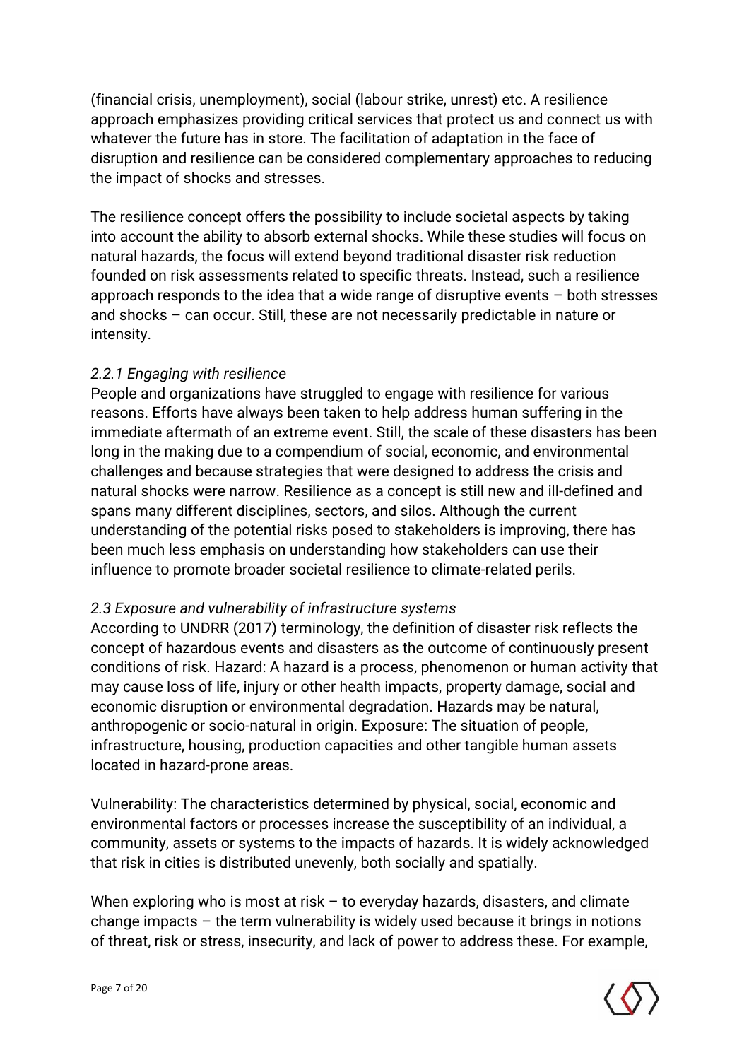(financial crisis, unemployment), social (labour strike, unrest) etc. A resilience approach emphasizes providing critical services that protect us and connect us with whatever the future has in store. The facilitation of adaptation in the face of disruption and resilience can be considered complementary approaches to reducing the impact of shocks and stresses.

The resilience concept offers the possibility to include societal aspects by taking into account the ability to absorb external shocks. While these studies will focus on natural hazards, the focus will extend beyond traditional disaster risk reduction founded on risk assessments related to specific threats. Instead, such a resilience approach responds to the idea that a wide range of disruptive events – both stresses and shocks – can occur. Still, these are not necessarily predictable in nature or intensity.

### *2.2.1 Engaging with resilience*

People and organizations have struggled to engage with resilience for various reasons. Efforts have always been taken to help address human suffering in the immediate aftermath of an extreme event. Still, the scale of these disasters has been long in the making due to a compendium of social, economic, and environmental challenges and because strategies that were designed to address the crisis and natural shocks were narrow. Resilience as a concept is still new and ill-defined and spans many different disciplines, sectors, and silos. Although the current understanding of the potential risks posed to stakeholders is improving, there has been much less emphasis on understanding how stakeholders can use their influence to promote broader societal resilience to climate-related perils.

### *2.3 Exposure and vulnerability of infrastructure systems*

According to UNDRR (2017) terminology, the definition of disaster risk reflects the concept of hazardous events and disasters as the outcome of continuously present conditions of risk. Hazard: A hazard is a process, phenomenon or human activity that may cause loss of life, injury or other health impacts, property damage, social and economic disruption or environmental degradation. Hazards may be natural, anthropogenic or socio-natural in origin. Exposure: The situation of people, infrastructure, housing, production capacities and other tangible human assets located in hazard-prone areas.

<u>Vulnerability</u>: The characteristics determined by physical, social, economic and environmental factors or processes increase the susceptibility of an individual, a community, assets or systems to the impacts of hazards. It is widely acknowledged that risk in cities is distributed unevenly, both socially and spatially.

When exploring who is most at risk – to everyday hazards, disasters, and climate change impacts – the term vulnerability is widely used because it brings in notions of threat, risk or stress, insecurity, and lack of power to address these. For example,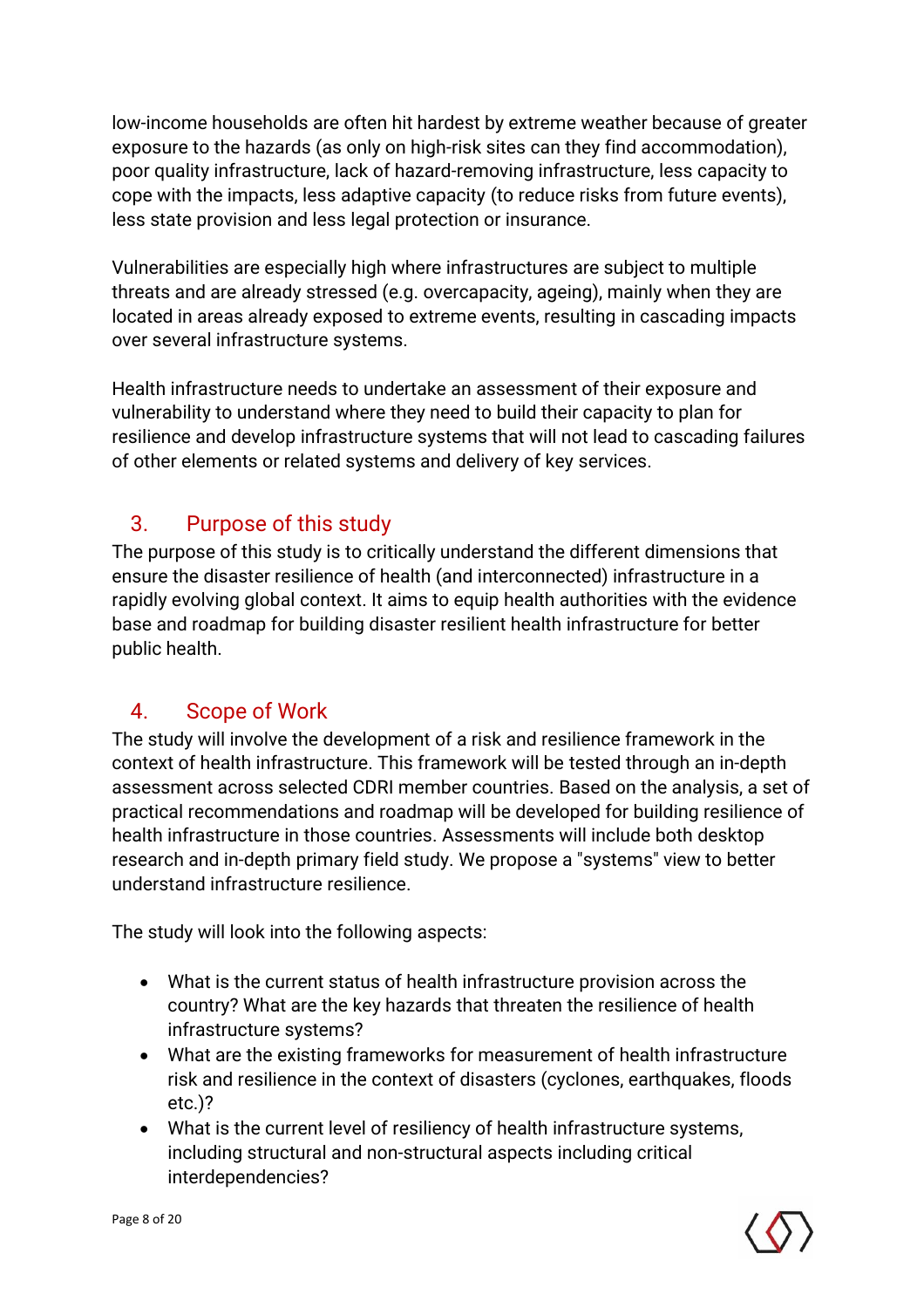low-income households are often hit hardest by extreme weather because of greater exposure to the hazards (as only on high-risk sites can they find accommodation), poor quality infrastructure, lack of hazard-removing infrastructure, less capacity to cope with the impacts, less adaptive capacity (to reduce risks from future events), less state provision and less legal protection or insurance.

Vulnerabilities are especially high where infrastructures are subject to multiple threats and are already stressed (e.g. overcapacity, ageing), mainly when they are located in areas already exposed to extreme events, resulting in cascading impacts over several infrastructure systems.

Health infrastructure needs to undertake an assessment of their exposure and vulnerability to understand where they need to build their capacity to plan for resilience and develop infrastructure systems that will not lead to cascading failures of other elements or related systems and delivery of key services.

## 3. Purpose of this study

The purpose of this study is to critically understand the different dimensions that ensure the disaster resilience of health (and interconnected) infrastructure in a rapidly evolving global context. It aims to equip health authorities with the evidence base and roadmap for building disaster resilient health infrastructure for better public health.

## 4. Scope of Work

The study will involve the development of a risk and resilience framework in the context of health infrastructure. This framework will be tested through an in-depth assessment across selected CDRI member countries. Based on the analysis, a set of practical recommendations and roadmap will be developed for building resilience of health infrastructure in those countries. Assessments will include both desktop research and in-depth primary field study. We propose a "systems" view to better understand infrastructure resilience.

The study will look into the following aspects:

- What is the current status of health infrastructure provision across the country? What are the key hazards that threaten the resilience of health infrastructure systems?
- What are the existing frameworks for measurement of health infrastructure risk and resilience in the context of disasters (cyclones, earthquakes, floods etc.)?
- What is the current level of resiliency of health infrastructure systems, including structural and non-structural aspects including critical interdependencies?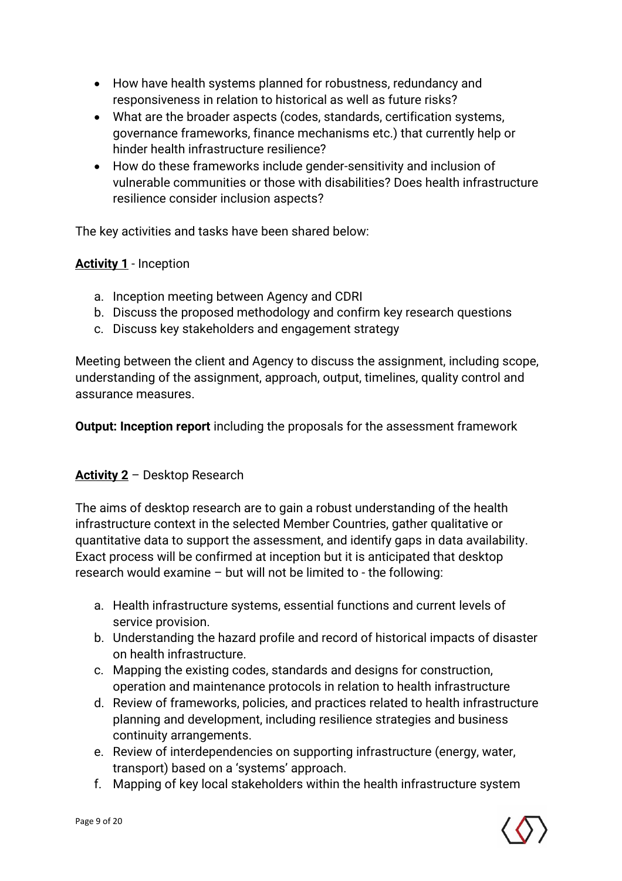- How have health systems planned for robustness, redundancy and responsiveness in relation to historical as well as future risks?
- What are the broader aspects (codes, standards, certification systems, governance frameworks, finance mechanisms etc.) that currently help or hinder health infrastructure resilience?
- How do these frameworks include gender-sensitivity and inclusion of vulnerable communities or those with disabilities? Does health infrastructure resilience consider inclusion aspects?

The key activities and tasks have been shared below:

**Activity 1** - Inception

a. Inception meeting between Agency and CDRI
b. Discuss the proposed methodology and confirm key research questions
c. Discuss key stakeholders and engagement strategy

Meeting between the client and Agency to discuss the assignment, including scope, understanding of the assignment, approach, output, timelines, quality control and assurance measures.

**Output: Inception report** including the proposals for the assessment framework

**Activity 2** – Desktop Research

The aims of desktop research are to gain a robust understanding of the health infrastructure context in the selected Member Countries, gather qualitative or quantitative data to support the assessment, and identify gaps in data availability. Exact process will be confirmed at inception but it is anticipated that desktop research would examine – but will not be limited to - the following:

a. Health infrastructure systems, essential functions and current levels of service provision.
b. Understanding the hazard profile and record of historical impacts of disaster on health infrastructure.
c. Mapping the existing codes, standards and designs for construction, operation and maintenance protocols in relation to health infrastructure
d. Review of frameworks, policies, and practices related to health infrastructure planning and development, including resilience strategies and business continuity arrangements.
e. Review of interdependencies on supporting infrastructure (energy, water, transport) based on a 'systems' approach.
f. Mapping of key local stakeholders within the health infrastructure system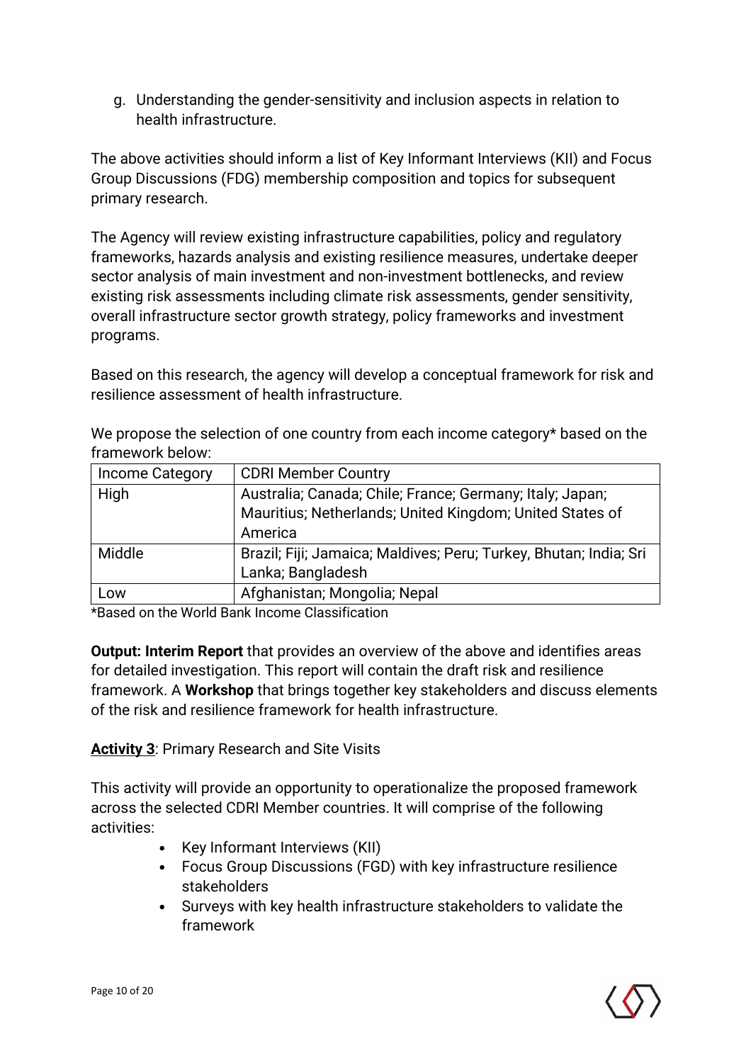g. Understanding the gender-sensitivity and inclusion aspects in relation to health infrastructure.

The above activities should inform a list of Key Informant Interviews (KII) and Focus Group Discussions (FDG) membership composition and topics for subsequent primary research.

The Agency will review existing infrastructure capabilities, policy and regulatory frameworks, hazards analysis and existing resilience measures, undertake deeper sector analysis of main investment and non-investment bottlenecks, and review existing risk assessments including climate risk assessments, gender sensitivity, overall infrastructure sector growth strategy, policy frameworks and investment programs.

Based on this research, the agency will develop a conceptual framework for risk and resilience assessment of health infrastructure.

We propose the selection of one country from each income category* based on the framework below:

| Income Category | CDRI Member Country |
|---|---|
| High | Australia; Canada; Chile; France; Germany; Italy; Japan; Mauritius; Netherlands; United Kingdom; United States of America |
| Middle | Brazil; Fiji; Jamaica; Maldives; Peru; Turkey, Bhutan; India; Sri Lanka; Bangladesh |
| Low | Afghanistan; Mongolia; Nepal |

*Based on the World Bank Income Classification

**Output: Interim Report** that provides an overview of the above and identifies areas for detailed investigation. This report will contain the draft risk and resilience framework. A **Workshop** that brings together key stakeholders and discuss elements of the risk and resilience framework for health infrastructure.

**Activity 3**: Primary Research and Site Visits

This activity will provide an opportunity to operationalize the proposed framework across the selected CDRI Member countries. It will comprise of the following activities:

- Key Informant Interviews (KII)
- Focus Group Discussions (FGD) with key infrastructure resilience stakeholders
- Surveys with key health infrastructure stakeholders to validate the framework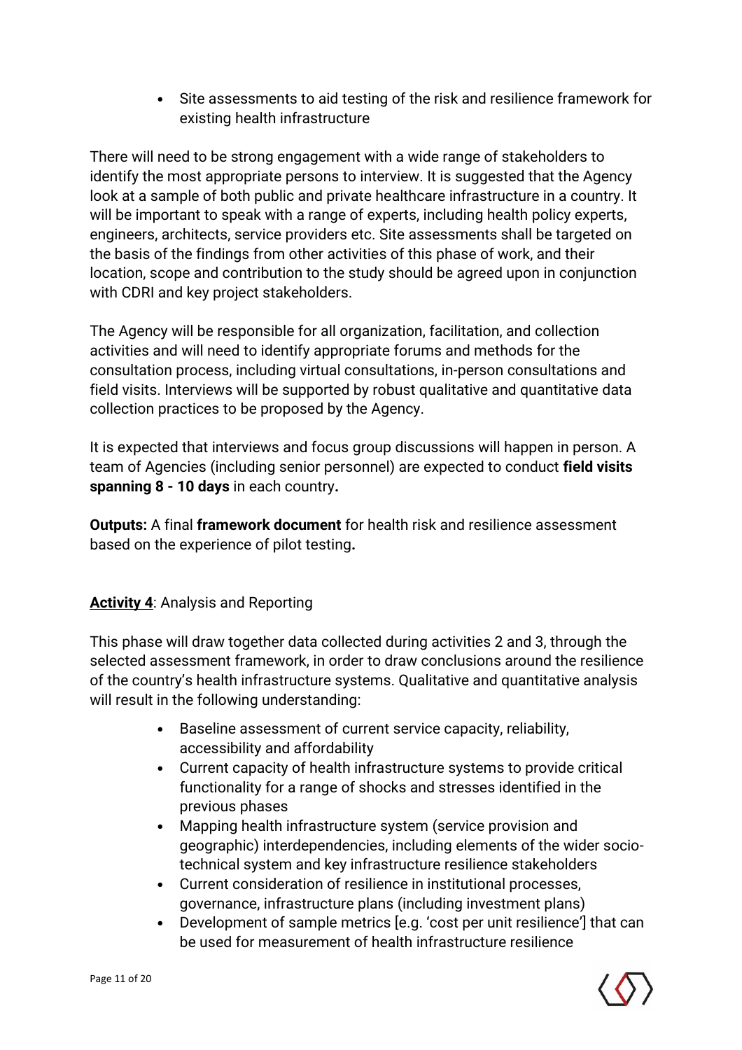- Site assessments to aid testing of the risk and resilience framework for existing health infrastructure

There will need to be strong engagement with a wide range of stakeholders to identify the most appropriate persons to interview. It is suggested that the Agency look at a sample of both public and private healthcare infrastructure in a country. It will be important to speak with a range of experts, including health policy experts, engineers, architects, service providers etc. Site assessments shall be targeted on the basis of the findings from other activities of this phase of work, and their location, scope and contribution to the study should be agreed upon in conjunction with CDRI and key project stakeholders.

The Agency will be responsible for all organization, facilitation, and collection activities and will need to identify appropriate forums and methods for the consultation process, including virtual consultations, in-person consultations and field visits. Interviews will be supported by robust qualitative and quantitative data collection practices to be proposed by the Agency.

It is expected that interviews and focus group discussions will happen in person. A team of Agencies (including senior personnel) are expected to conduct **field visits spanning 8 - 10 days** in each country**.**

**Outputs:** A final **framework document** for health risk and resilience assessment based on the experience of pilot testing**.**

**Activity 4**: Analysis and Reporting

This phase will draw together data collected during activities 2 and 3, through the selected assessment framework, in order to draw conclusions around the resilience of the country's health infrastructure systems. Qualitative and quantitative analysis will result in the following understanding:

- Baseline assessment of current service capacity, reliability, accessibility and affordability
- Current capacity of health infrastructure systems to provide critical functionality for a range of shocks and stresses identified in the previous phases
- Mapping health infrastructure system (service provision and geographic) interdependencies, including elements of the wider socio-technical system and key infrastructure resilience stakeholders
- Current consideration of resilience in institutional processes, governance, infrastructure plans (including investment plans)
- Development of sample metrics [e.g. 'cost per unit resilience'] that can be used for measurement of health infrastructure resilience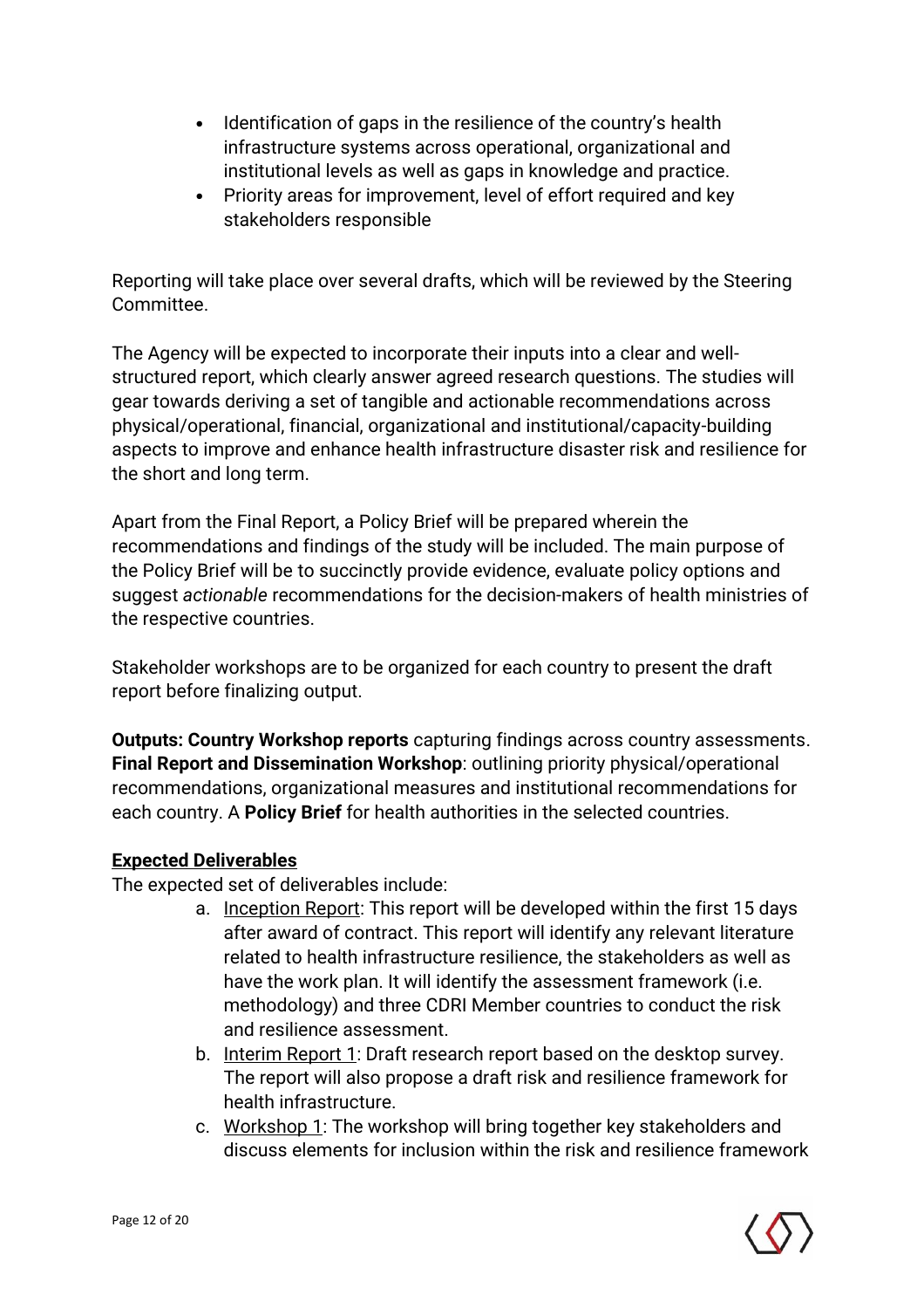- Identification of gaps in the resilience of the country's health infrastructure systems across operational, organizational and institutional levels as well as gaps in knowledge and practice.
- Priority areas for improvement, level of effort required and key stakeholders responsible

Reporting will take place over several drafts, which will be reviewed by the Steering Committee.

The Agency will be expected to incorporate their inputs into a clear and well-structured report, which clearly answer agreed research questions. The studies will gear towards deriving a set of tangible and actionable recommendations across physical/operational, financial, organizational and institutional/capacity-building aspects to improve and enhance health infrastructure disaster risk and resilience for the short and long term.

Apart from the Final Report, a Policy Brief will be prepared wherein the recommendations and findings of the study will be included. The main purpose of the Policy Brief will be to succinctly provide evidence, evaluate policy options and suggest *actionable* recommendations for the decision-makers of health ministries of the respective countries.

Stakeholder workshops are to be organized for each country to present the draft report before finalizing output.

**Outputs: Country Workshop reports** capturing findings across country assessments. **Final Report and Dissemination Workshop**: outlining priority physical/operational recommendations, organizational measures and institutional recommendations for each country. A **Policy Brief** for health authorities in the selected countries.

**Expected Deliverables**

The expected set of deliverables include:

a. Inception Report: This report will be developed within the first 15 days after award of contract. This report will identify any relevant literature related to health infrastructure resilience, the stakeholders as well as have the work plan. It will identify the assessment framework (i.e. methodology) and three CDRI Member countries to conduct the risk and resilience assessment.
b. Interim Report 1: Draft research report based on the desktop survey. The report will also propose a draft risk and resilience framework for health infrastructure.
c. Workshop 1: The workshop will bring together key stakeholders and discuss elements for inclusion within the risk and resilience framework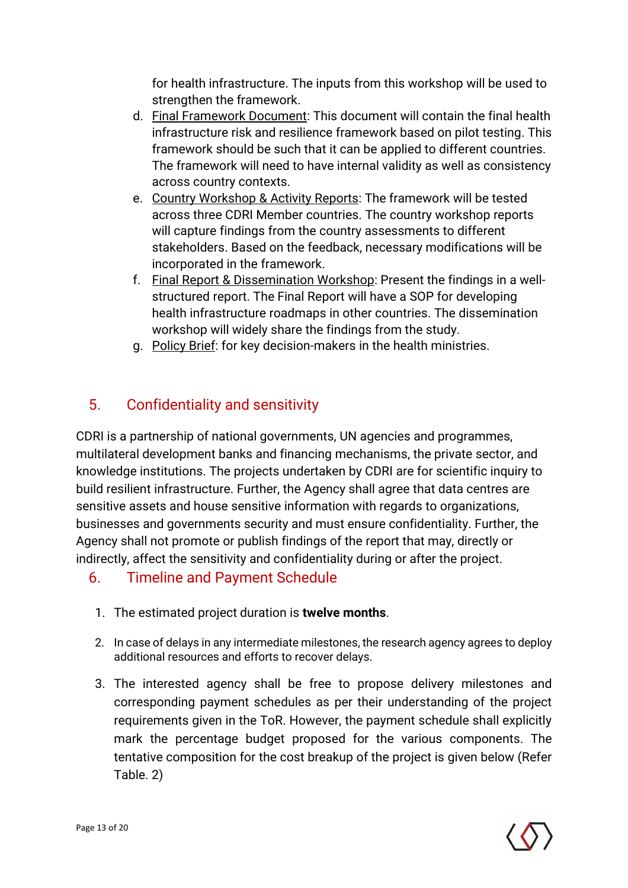for health infrastructure. The inputs from this workshop will be used to strengthen the framework.

d. Final Framework Document: This document will contain the final health infrastructure risk and resilience framework based on pilot testing. This framework should be such that it can be applied to different countries. The framework will need to have internal validity as well as consistency across country contexts.
e. Country Workshop & Activity Reports: The framework will be tested across three CDRI Member countries. The country workshop reports will capture findings from the country assessments to different stakeholders. Based on the feedback, necessary modifications will be incorporated in the framework.
f. Final Report & Dissemination Workshop: Present the findings in a well-structured report. The Final Report will have a SOP for developing health infrastructure roadmaps in other countries. The dissemination workshop will widely share the findings from the study.
g. Policy Brief: for key decision-makers in the health ministries.

## 5. Confidentiality and sensitivity

CDRI is a partnership of national governments, UN agencies and programmes, multilateral development banks and financing mechanisms, the private sector, and knowledge institutions. The projects undertaken by CDRI are for scientific inquiry to build resilient infrastructure. Further, the Agency shall agree that data centres are sensitive assets and house sensitive information with regards to organizations, businesses and governments security and must ensure confidentiality. Further, the Agency shall not promote or publish findings of the report that may, directly or indirectly, affect the sensitivity and confidentiality during or after the project.

## 6. Timeline and Payment Schedule

1. The estimated project duration is **twelve months**.
2. In case of delays in any intermediate milestones, the research agency agrees to deploy additional resources and efforts to recover delays.
3. The interested agency shall be free to propose delivery milestones and corresponding payment schedules as per their understanding of the project requirements given in the ToR. However, the payment schedule shall explicitly mark the percentage budget proposed for the various components. The tentative composition for the cost breakup of the project is given below (Refer Table. 2)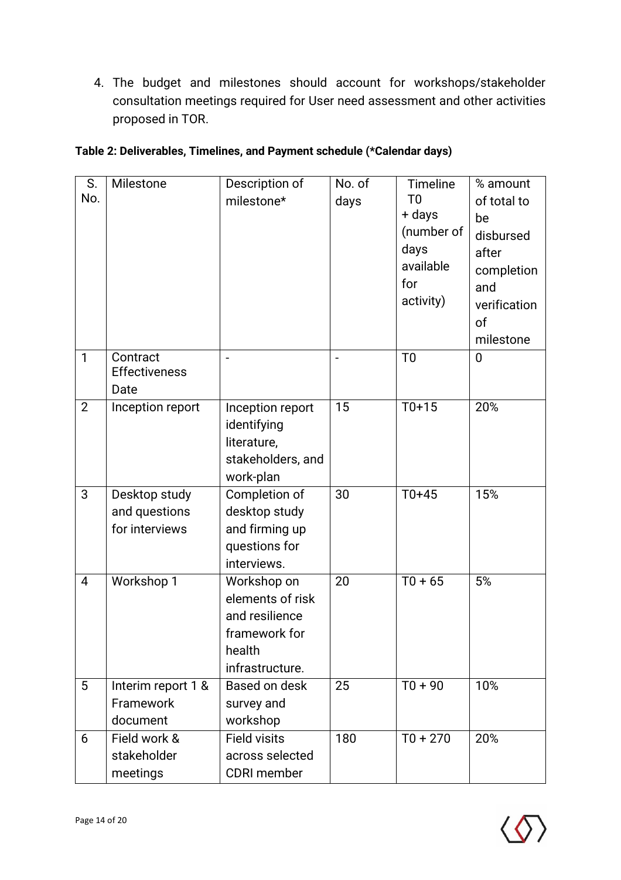4. The budget and milestones should account for workshops/stakeholder consultation meetings required for User need assessment and other activities proposed in TOR.

**Table 2: Deliverables, Timelines, and Payment schedule (*Calendar days)**

| S. No. | Milestone | Description of milestone* | No. of days | Timeline T0 + days (number of days available for activity) | % amount of total to be disbursed after completion and verification of milestone |
|---|---|---|---|---|---|
| 1 | Contract Effectiveness Date | - | - | T0 | 0 |
| 2 | Inception report | Inception report identifying literature, stakeholders, and work-plan | 15 | T0+15 | 20% |
| 3 | Desktop study and questions for interviews | Completion of desktop study and firming up questions for interviews. | 30 | T0+45 | 15% |
| 4 | Workshop 1 | Workshop on elements of risk and resilience framework for health infrastructure. | 20 | T0 + 65 | 5% |
| 5 | Interim report 1 & Framework document | Based on desk survey and workshop | 25 | T0 + 90 | 10% |
| 6 | Field work & stakeholder meetings | Field visits across selected CDRI member | 180 | T0 + 270 | 20% |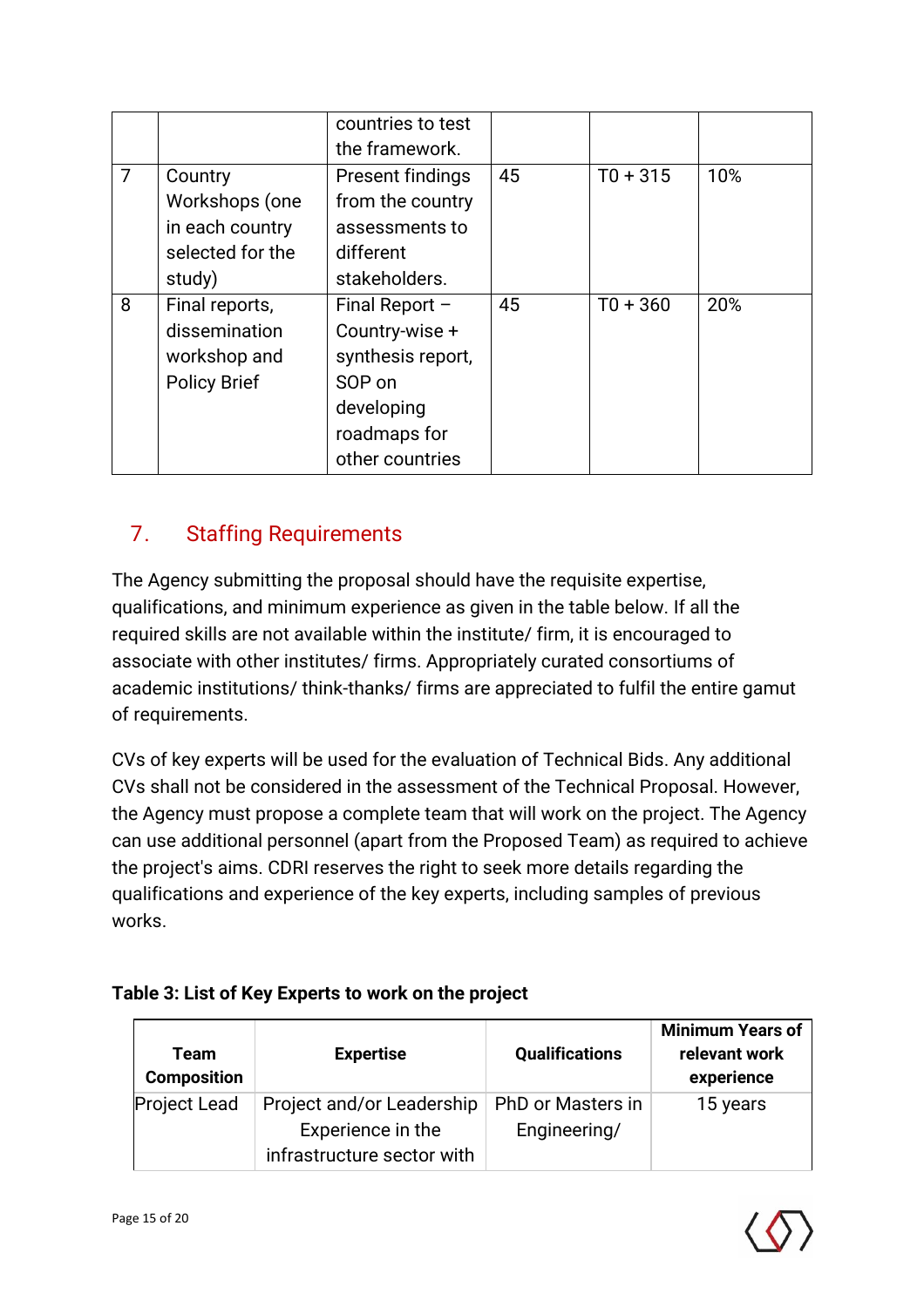|  |  | countries to test the framework. |  |  |  |
|---|---|---|---|---|---|
| 7 | Country Workshops (one in each country selected for the study) | Present findings from the country assessments to different stakeholders. | 45 | T0 + 315 | 10% |
| 8 | Final reports, dissemination workshop and Policy Brief | Final Report – Country-wise + synthesis report, SOP on developing roadmaps for other countries | 45 | T0 + 360 | 20% |

## 7. Staffing Requirements

The Agency submitting the proposal should have the requisite expertise, qualifications, and minimum experience as given in the table below. If all the required skills are not available within the institute/ firm, it is encouraged to associate with other institutes/ firms. Appropriately curated consortiums of academic institutions/ think-thanks/ firms are appreciated to fulfil the entire gamut of requirements.

CVs of key experts will be used for the evaluation of Technical Bids. Any additional CVs shall not be considered in the assessment of the Technical Proposal. However, the Agency must propose a complete team that will work on the project. The Agency can use additional personnel (apart from the Proposed Team) as required to achieve the project's aims. CDRI reserves the right to seek more details regarding the qualifications and experience of the key experts, including samples of previous works.

**Table 3: List of Key Experts to work on the project**

| Team Composition | Expertise | Qualifications | Minimum Years of relevant work experience |
|---|---|---|---|
| Project Lead | Project and/or Leadership Experience in the infrastructure sector with | PhD or Masters in Engineering/ | 15 years |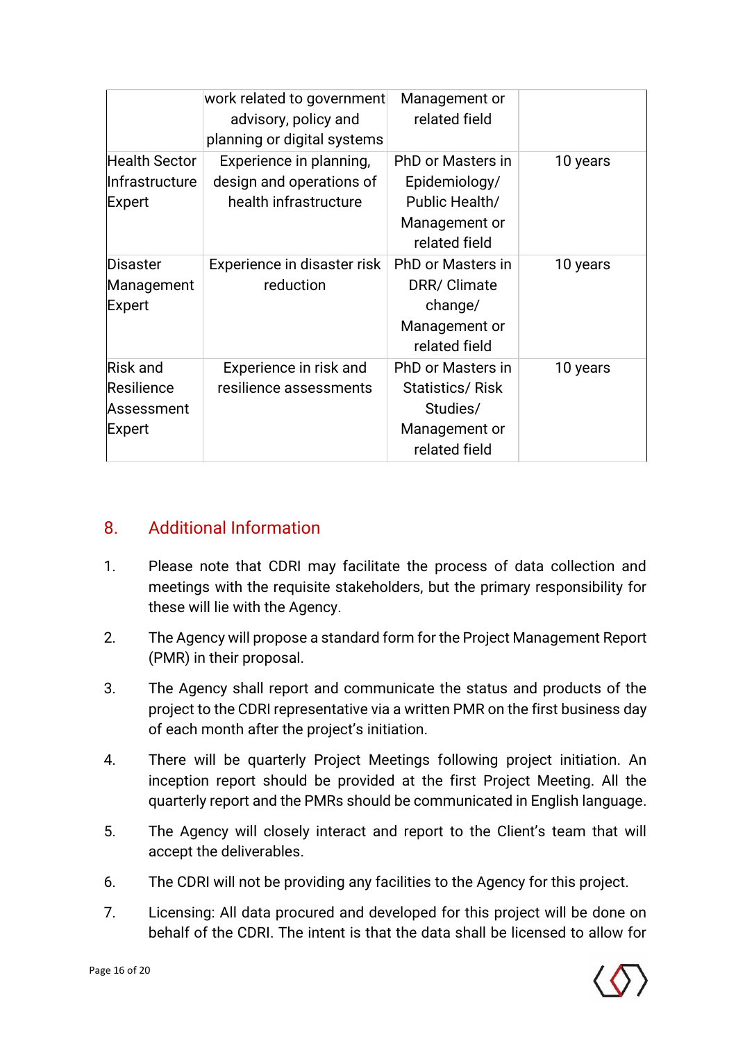| | | | |
|---|---|---|---|
| | work related to government advisory, policy and planning or digital systems | Management or related field | |
| Health Sector Infrastructure Expert | Experience in planning, design and operations of health infrastructure | PhD or Masters in Epidemiology/ Public Health/ Management or related field | 10 years |
| Disaster Management Expert | Experience in disaster risk reduction | PhD or Masters in DRR/ Climate change/ Management or related field | 10 years |
| Risk and Resilience Assessment Expert | Experience in risk and resilience assessments | PhD or Masters in Statistics/ Risk Studies/ Management or related field | 10 years |

## 8. Additional Information

1. Please note that CDRI may facilitate the process of data collection and meetings with the requisite stakeholders, but the primary responsibility for these will lie with the Agency.
2. The Agency will propose a standard form for the Project Management Report (PMR) in their proposal.
3. The Agency shall report and communicate the status and products of the project to the CDRI representative via a written PMR on the first business day of each month after the project's initiation.
4. There will be quarterly Project Meetings following project initiation. An inception report should be provided at the first Project Meeting. All the quarterly report and the PMRs should be communicated in English language.
5. The Agency will closely interact and report to the Client's team that will accept the deliverables.
6. The CDRI will not be providing any facilities to the Agency for this project.
7. Licensing: All data procured and developed for this project will be done on behalf of the CDRI. The intent is that the data shall be licensed to allow for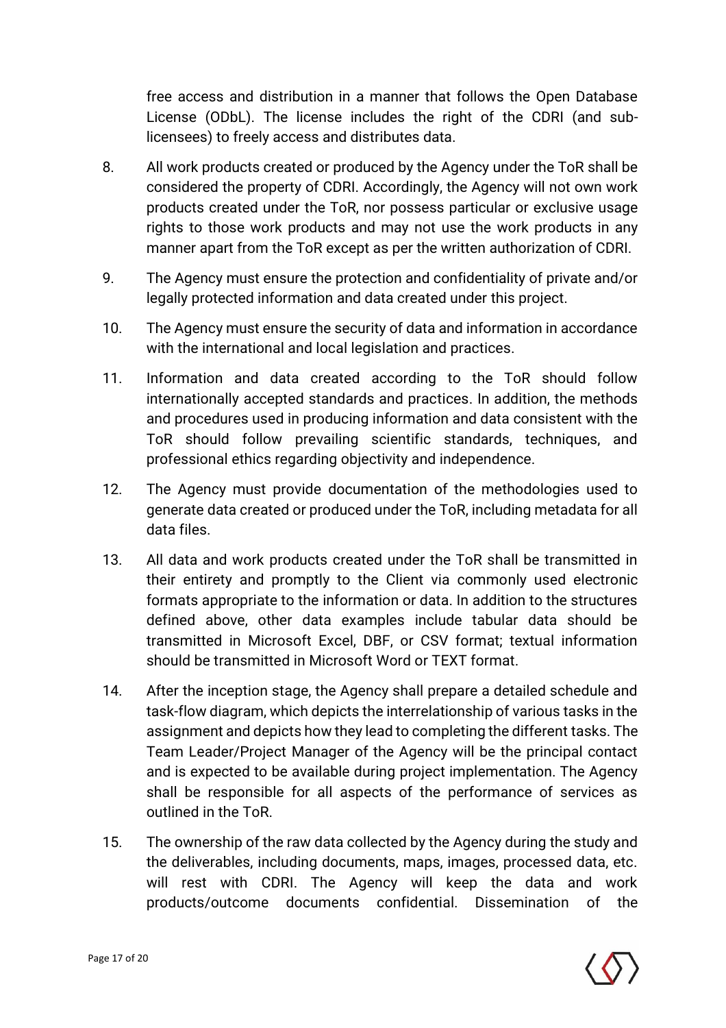free access and distribution in a manner that follows the Open Database License (ODbL). The license includes the right of the CDRI (and sub-licensees) to freely access and distributes data.

8. All work products created or produced by the Agency under the ToR shall be considered the property of CDRI. Accordingly, the Agency will not own work products created under the ToR, nor possess particular or exclusive usage rights to those work products and may not use the work products in any manner apart from the ToR except as per the written authorization of CDRI.

9. The Agency must ensure the protection and confidentiality of private and/or legally protected information and data created under this project.

10. The Agency must ensure the security of data and information in accordance with the international and local legislation and practices.

11. Information and data created according to the ToR should follow internationally accepted standards and practices. In addition, the methods and procedures used in producing information and data consistent with the ToR should follow prevailing scientific standards, techniques, and professional ethics regarding objectivity and independence.

12. The Agency must provide documentation of the methodologies used to generate data created or produced under the ToR, including metadata for all data files.

13. All data and work products created under the ToR shall be transmitted in their entirety and promptly to the Client via commonly used electronic formats appropriate to the information or data. In addition to the structures defined above, other data examples include tabular data should be transmitted in Microsoft Excel, DBF, or CSV format; textual information should be transmitted in Microsoft Word or TEXT format.

14. After the inception stage, the Agency shall prepare a detailed schedule and task-flow diagram, which depicts the interrelationship of various tasks in the assignment and depicts how they lead to completing the different tasks. The Team Leader/Project Manager of the Agency will be the principal contact and is expected to be available during project implementation. The Agency shall be responsible for all aspects of the performance of services as outlined in the ToR.

15. The ownership of the raw data collected by the Agency during the study and the deliverables, including documents, maps, images, processed data, etc. will rest with CDRI. The Agency will keep the data and work products/outcome documents confidential. Dissemination of the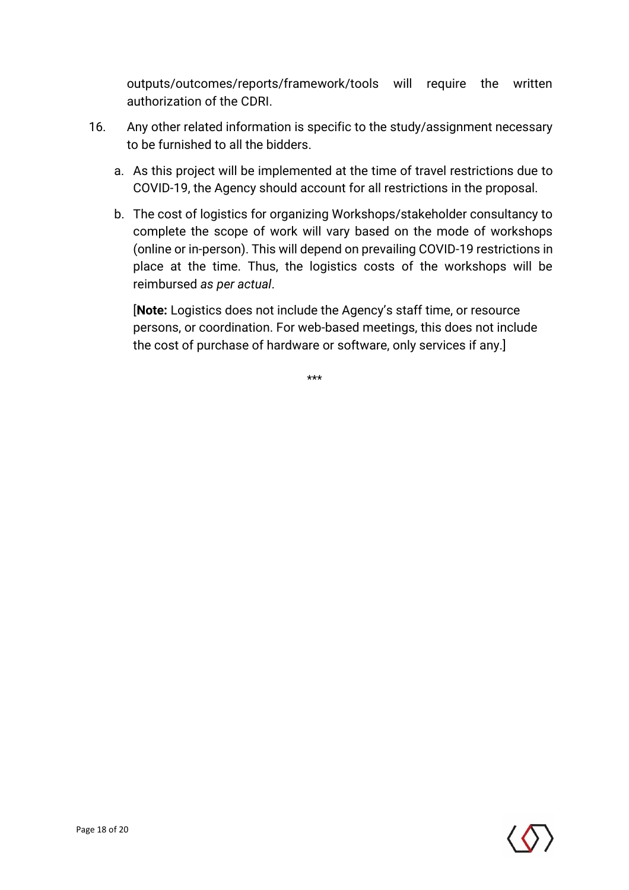outputs/outcomes/reports/framework/tools will require the written authorization of the CDRI.

16. Any other related information is specific to the study/assignment necessary to be furnished to all the bidders.

    a. As this project will be implemented at the time of travel restrictions due to COVID-19, the Agency should account for all restrictions in the proposal.

    b. The cost of logistics for organizing Workshops/stakeholder consultancy to complete the scope of work will vary based on the mode of workshops (online or in-person). This will depend on prevailing COVID-19 restrictions in place at the time. Thus, the logistics costs of the workshops will be reimbursed *as per actual*.

       [**Note:** Logistics does not include the Agency's staff time, or resource persons, or coordination. For web-based meetings, this does not include the cost of purchase of hardware or software, only services if any.]

***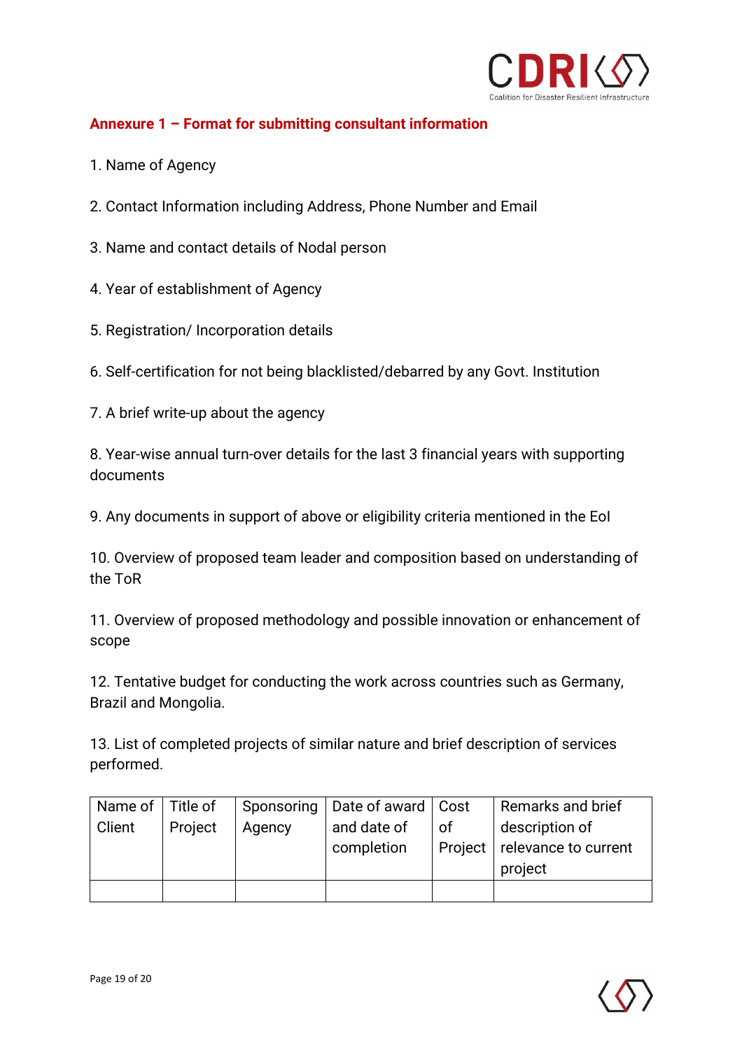## Annexure 1 – Format for submitting consultant information

1. Name of Agency

2. Contact Information including Address, Phone Number and Email

3. Name and contact details of Nodal person

4. Year of establishment of Agency

5. Registration/ Incorporation details

6. Self-certification for not being blacklisted/debarred by any Govt. Institution

7. A brief write-up about the agency

8. Year-wise annual turn-over details for the last 3 financial years with supporting documents

9. Any documents in support of above or eligibility criteria mentioned in the EoI

10. Overview of proposed team leader and composition based on understanding of the ToR

11. Overview of proposed methodology and possible innovation or enhancement of scope

12. Tentative budget for conducting the work across countries such as Germany, Brazil and Mongolia.

13. List of completed projects of similar nature and brief description of services performed.

| Name of Client | Title of Project | Sponsoring Agency | Date of award and date of completion | Cost of Project | Remarks and brief description of relevance to current project |
|---|---|---|---|---|---|
| | | | | | |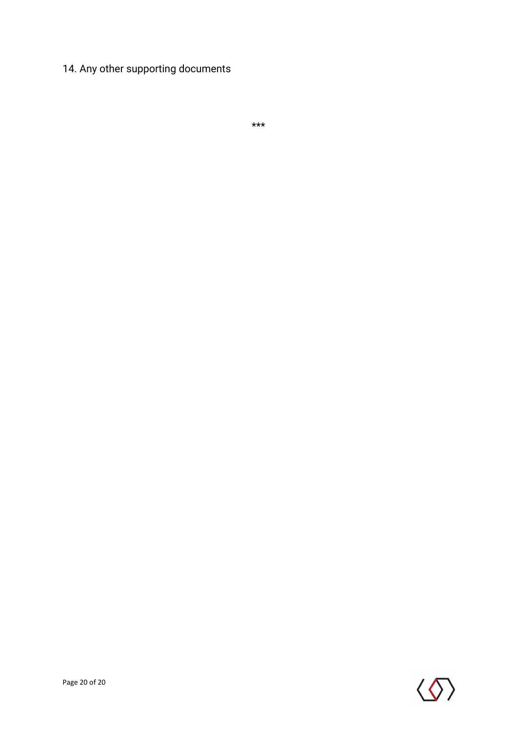## 14. Any other supporting documents

***